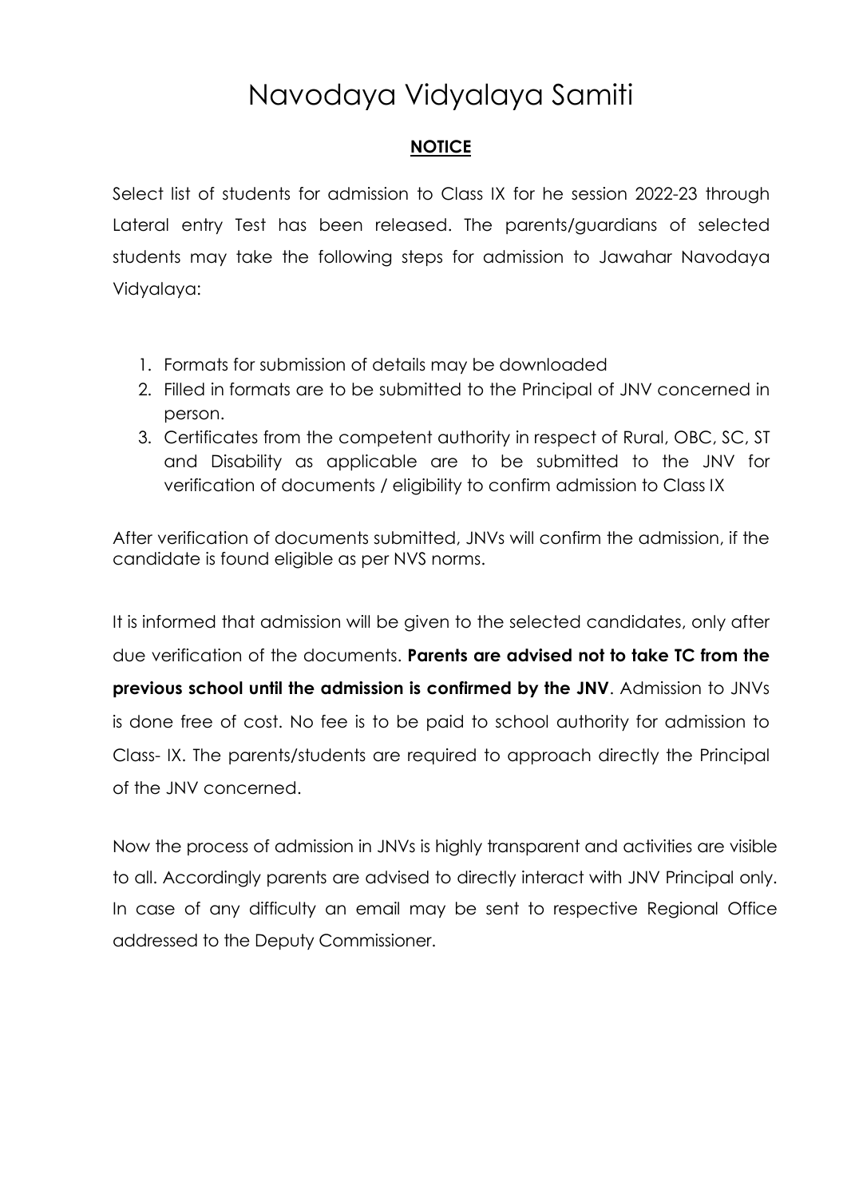# Navodaya Vidyalaya Samiti

## NOTICE

Select list of students for admission to Class IX for he session 2022-23 through Lateral entry Test has been released. The parents/guardians of selected students may take the following steps for admission to Jawahar Navodaya Vidyalaya:

1. Formats for submission of details may be downloaded
2. Filled in formats are to be submitted to the Principal of JNV concerned in person.
3. Certificates from the competent authority in respect of Rural, OBC, SC, ST and Disability as applicable are to be submitted to the JNV for verification of documents / eligibility to confirm admission to Class IX

After verification of documents submitted, JNVs will confirm the admission, if the candidate is found eligible as per NVS norms.

It is informed that admission will be given to the selected candidates, only after due verification of the documents. **Parents are advised not to take TC from the previous school until the admission is confirmed by the JNV**. Admission to JNVs is done free of cost. No fee is to be paid to school authority for admission to Class- IX. The parents/students are required to approach directly the Principal of the JNV concerned.

Now the process of admission in JNVs is highly transparent and activities are visible to all. Accordingly parents are advised to directly interact with JNV Principal only. In case of any difficulty an email may be sent to respective Regional Office addressed to the Deputy Commissioner.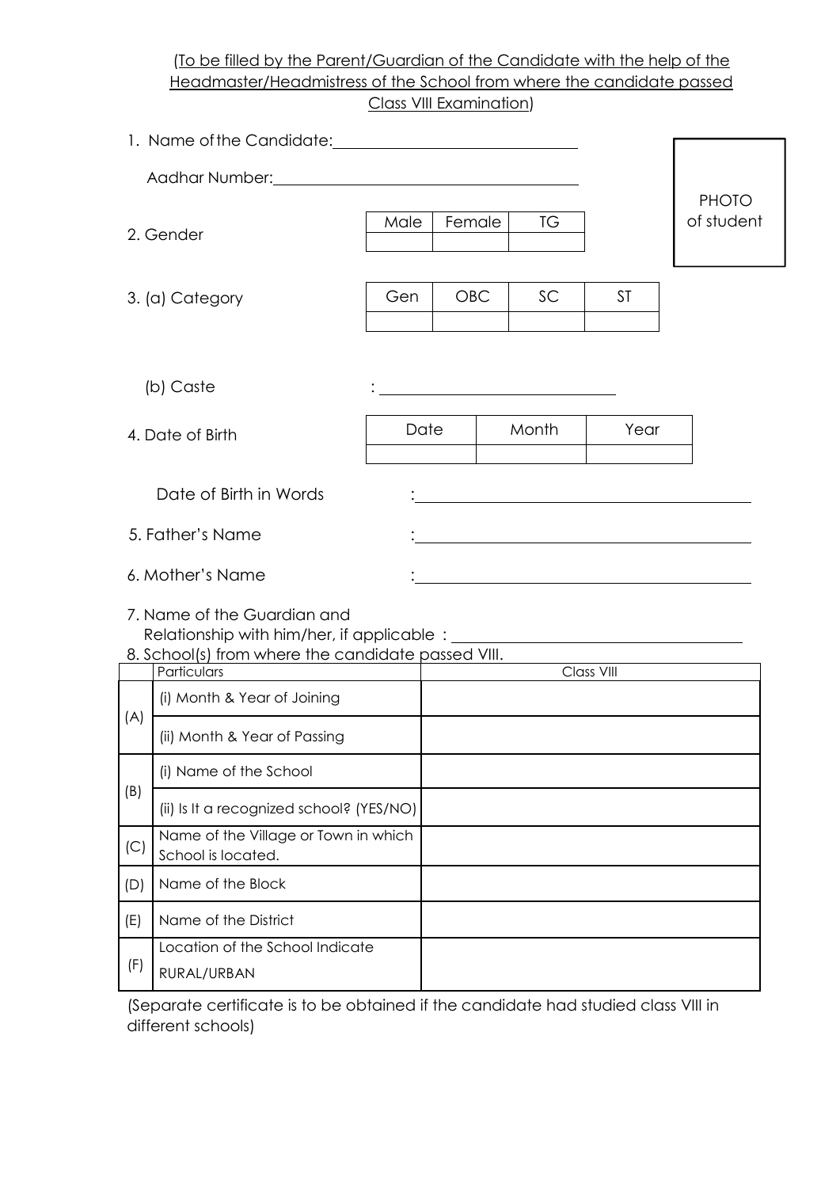(To be filled by the Parent/Guardian of the Candidate with the help of the Headmaster/Headmistress of the School from where the candidate passed Class VIII Examination)

1. Name of the Candidate: ______________________________

   Aadhar Number: ______________________________

PHOTO of student

2. Gender

| Male | Female | TG |
|---|---|---|
| | | |

3. (a) Category

| Gen | OBC | SC | ST |
|---|---|---|---|
| | | | |

   (b) Caste : ______________________________

4. Date of Birth

| Date | Month | Year |
|---|---|---|
| | | |

   Date of Birth in Words : ______________________________

5. Father's Name : ______________________________

6. Mother's Name : ______________________________

7. Name of the Guardian and Relationship with him/her, if applicable : ______________________________

8. School(s) from where the candidate passed VIII.

| | Particulars | Class VIII |
|---|---|---|
| (A) | (i) Month & Year of Joining | |
| | (ii) Month & Year of Passing | |
| (B) | (i) Name of the School | |
| | (ii) Is It a recognized school? (YES/NO) | |
| (C) | Name of the Village or Town in which School is located. | |
| (D) | Name of the Block | |
| (E) | Name of the District | |
| (F) | Location of the School Indicate RURAL/URBAN | |

(Separate certificate is to be obtained if the candidate had studied class VIII in different schools)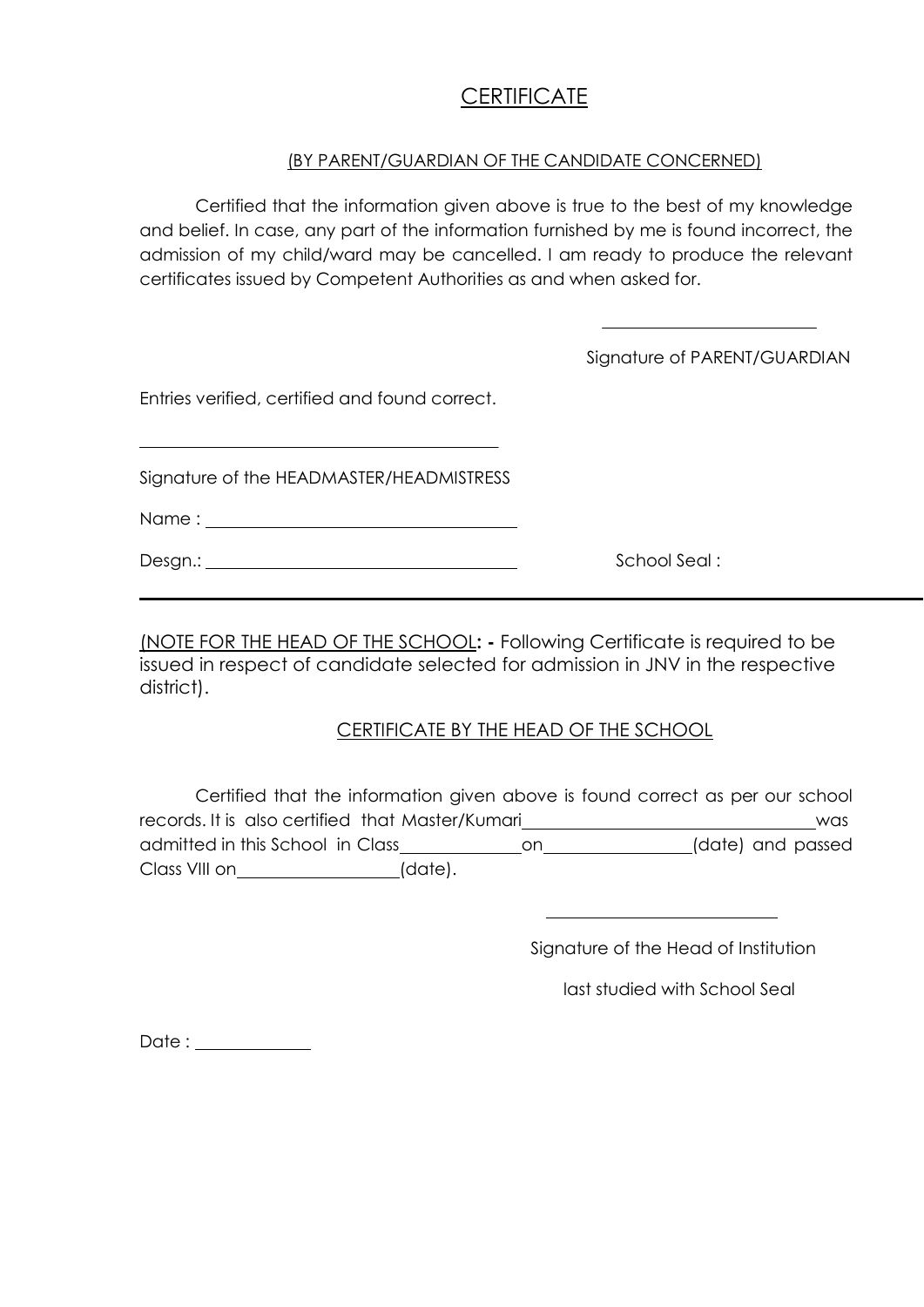# CERTIFICATE

(BY PARENT/GUARDIAN OF THE CANDIDATE CONCERNED)

Certified that the information given above is true to the best of my knowledge and belief. In case, any part of the information furnished by me is found incorrect, the admission of my child/ward may be cancelled. I am ready to produce the relevant certificates issued by Competent Authorities as and when asked for.

\_\_\_\_\_\_\_\_\_\_\_\_\_\_\_\_\_\_\_\_\_\_\_\_

Signature of PARENT/GUARDIAN

Entries verified, certified and found correct.

\_\_\_\_\_\_\_\_\_\_\_\_\_\_\_\_\_\_\_\_\_\_\_\_\_\_\_\_\_\_\_\_\_\_\_\_\_\_\_\_

Signature of the HEADMASTER/HEADMISTRESS

Name : \_\_\_\_\_\_\_\_\_\_\_\_\_\_\_\_\_\_\_\_\_\_\_\_\_\_\_\_\_\_\_\_\_\_

Desgn.: \_\_\_\_\_\_\_\_\_\_\_\_\_\_\_\_\_\_\_\_\_\_\_\_\_\_\_\_\_\_\_\_\_\_ School Seal :

---

(NOTE FOR THE HEAD OF THE SCHOOL**: -** Following Certificate is required to be issued in respect of candidate selected for admission in JNV in the respective district).

## CERTIFICATE BY THE HEAD OF THE SCHOOL

Certified that the information given above is found correct as per our school records. It is also certified that Master/Kumari\_\_\_\_\_\_\_\_\_\_\_\_\_\_\_\_\_\_\_\_\_\_\_\_\_\_\_\_\_\_\_\_was admitted in this School in Class\_\_\_\_\_\_\_\_\_\_\_\_\_\_on\_\_\_\_\_\_\_\_\_\_\_\_\_\_\_\_(date) and passed Class VIII on\_\_\_\_\_\_\_\_\_\_\_\_\_\_\_\_\_\_(date).

\_\_\_\_\_\_\_\_\_\_\_\_\_\_\_\_\_\_\_\_\_\_\_\_\_\_

Signature of the Head of Institution

last studied with School Seal

Date : \_\_\_\_\_\_\_\_\_\_\_\_\_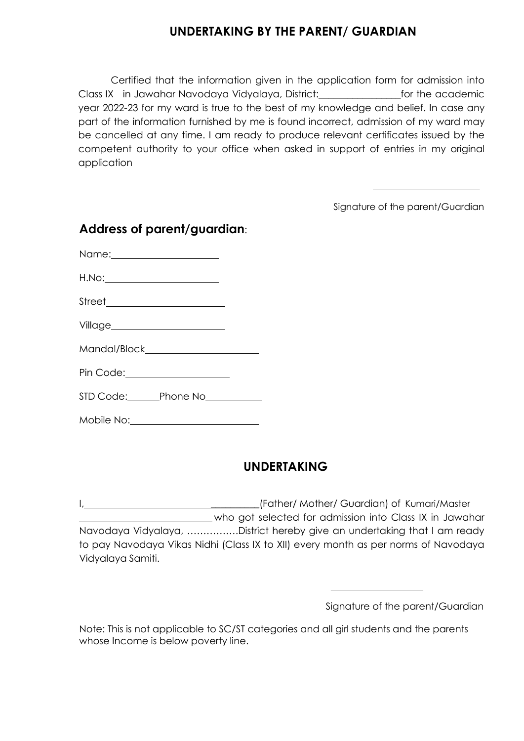# UNDERTAKING BY THE PARENT/ GUARDIAN

Certified that the information given in the application form for admission into Class IX in Jawahar Navodaya Vidyalaya, District:________________for the academic year 2022-23 for my ward is true to the best of my knowledge and belief. In case any part of the information furnished by me is found incorrect, admission of my ward may be cancelled at any time. I am ready to produce relevant certificates issued by the competent authority to your office when asked in support of entries in my original application

_____________________

Signature of the parent/Guardian

## Address of parent/guardian:

Name:_____________________

H.No:_____________________

Street_____________________

Village_____________________

Mandal/Block_____________________

Pin Code:_____________________

STD Code:______Phone No___________

Mobile No:_____________________

## UNDERTAKING

I,_________________________________(Father/ Mother/ Guardian) of Kumari/Master _________________________ who got selected for admission into Class IX in Jawahar Navodaya Vidyalaya, …………….District hereby give an undertaking that I am ready to pay Navodaya Vikas Nidhi (Class IX to XII) every month as per norms of Navodaya Vidyalaya Samiti.

__________________

Signature of the parent/Guardian

Note: This is not applicable to SC/ST categories and all girl students and the parents whose Income is below poverty line.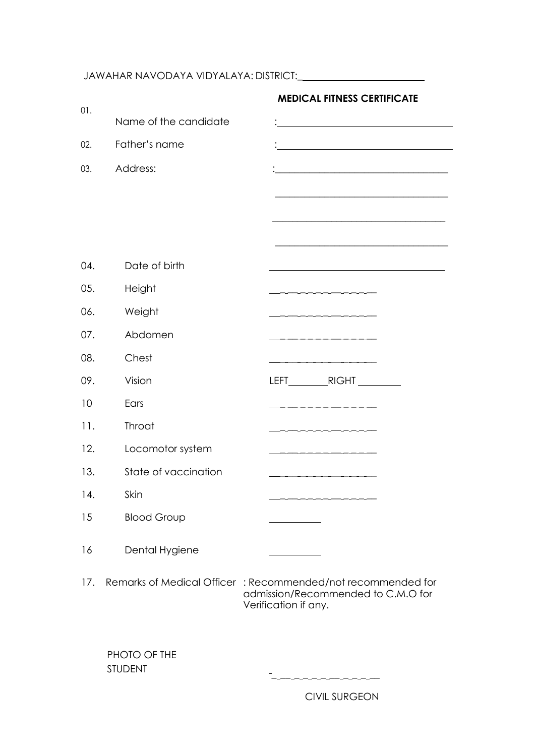JAWAHAR NAVODAYA VIDYALAYA: DISTRICT:________________________

## MEDICAL FITNESS CERTIFICATE

01. Name of the candidate : ____________________________________

02. Father's name : ____________________________________

03. Address: : ____________________________________

____________________________________

____________________________________

____________________________________

04. Date of birth ____________________________________

05. Height ____________________

06. Weight ____________________

07. Abdomen ____________________

08. Chest ____________________

09. Vision LEFT________RIGHT ________

10 Ears ____________________

11. Throat ____________________

12. Locomotor system ____________________

13. State of vaccination ____________________

14. Skin ____________________

15 Blood Group __________

16 Dental Hygiene __________

17. Remarks of Medical Officer : Recommended/not recommended for admission/Recommended to C.M.O for Verification if any.

PHOTO OF THE STUDENT

____________________

CIVIL SURGEON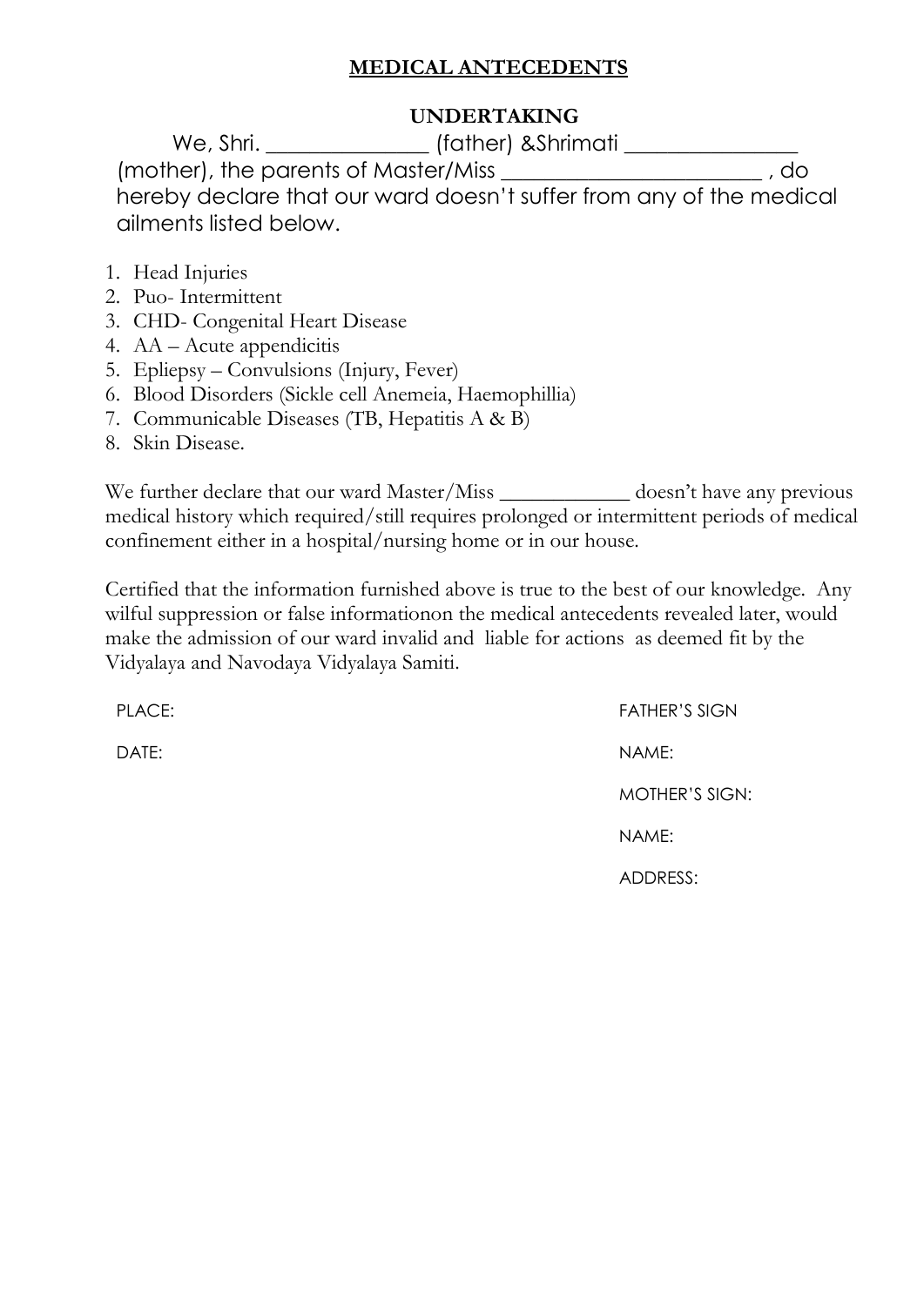## MEDICAL ANTECEDENTS

### UNDERTAKING

We, Shri. ______________ (father) &Shrimati _______________ (mother), the parents of Master/Miss _______________________ , do hereby declare that our ward doesn't suffer from any of the medical ailments listed below.

1. Head Injuries
2. Puo- Intermittent
3. CHD- Congenital Heart Disease
4. AA – Acute appendicitis
5. Epliepsy – Convulsions (Injury, Fever)
6. Blood Disorders (Sickle cell Anemeia, Haemophillia)
7. Communicable Diseases (TB, Hepatitis A & B)
8. Skin Disease.

We further declare that our ward Master/Miss ____________ doesn't have any previous medical history which required/still requires prolonged or intermittent periods of medical confinement either in a hospital/nursing home or in our house.

Certified that the information furnished above is true to the best of our knowledge. Any wilful suppression or false informationon the medical antecedents revealed later, would make the admission of our ward invalid and liable for actions as deemed fit by the Vidyalaya and Navodaya Vidyalaya Samiti.

PLACE:

DATE:

FATHER'S SIGN

NAME:

MOTHER'S SIGN:

NAME:

ADDRESS: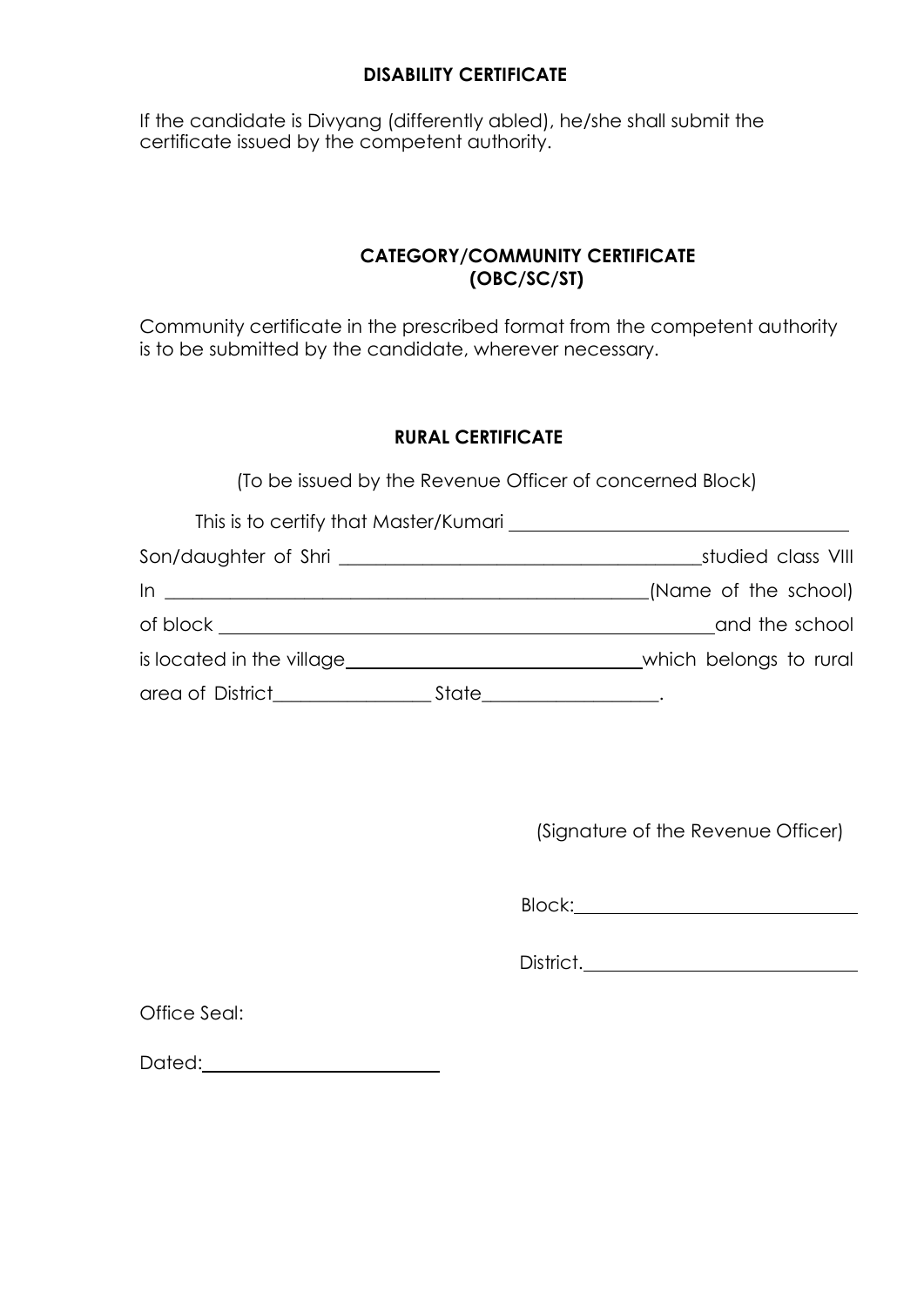**DISABILITY CERTIFICATE**

If the candidate is Divyang (differently abled), he/she shall submit the certificate issued by the competent authority.

**CATEGORY/COMMUNITY CERTIFICATE (OBC/SC/ST)**

Community certificate in the prescribed format from the competent authority is to be submitted by the candidate, wherever necessary.

**RURAL CERTIFICATE**

(To be issued by the Revenue Officer of concerned Block)

This is to certify that Master/Kumari ______________________________ Son/daughter of Shri ______________________________ studied class VIII In ______________________________ (Name of the school) of block ______________________________ and the school is located in the village ______________________________ which belongs to rural area of District________________ State__________________.

(Signature of the Revenue Officer)

Block: ______________________

District. ______________________

Office Seal:

Dated: ______________________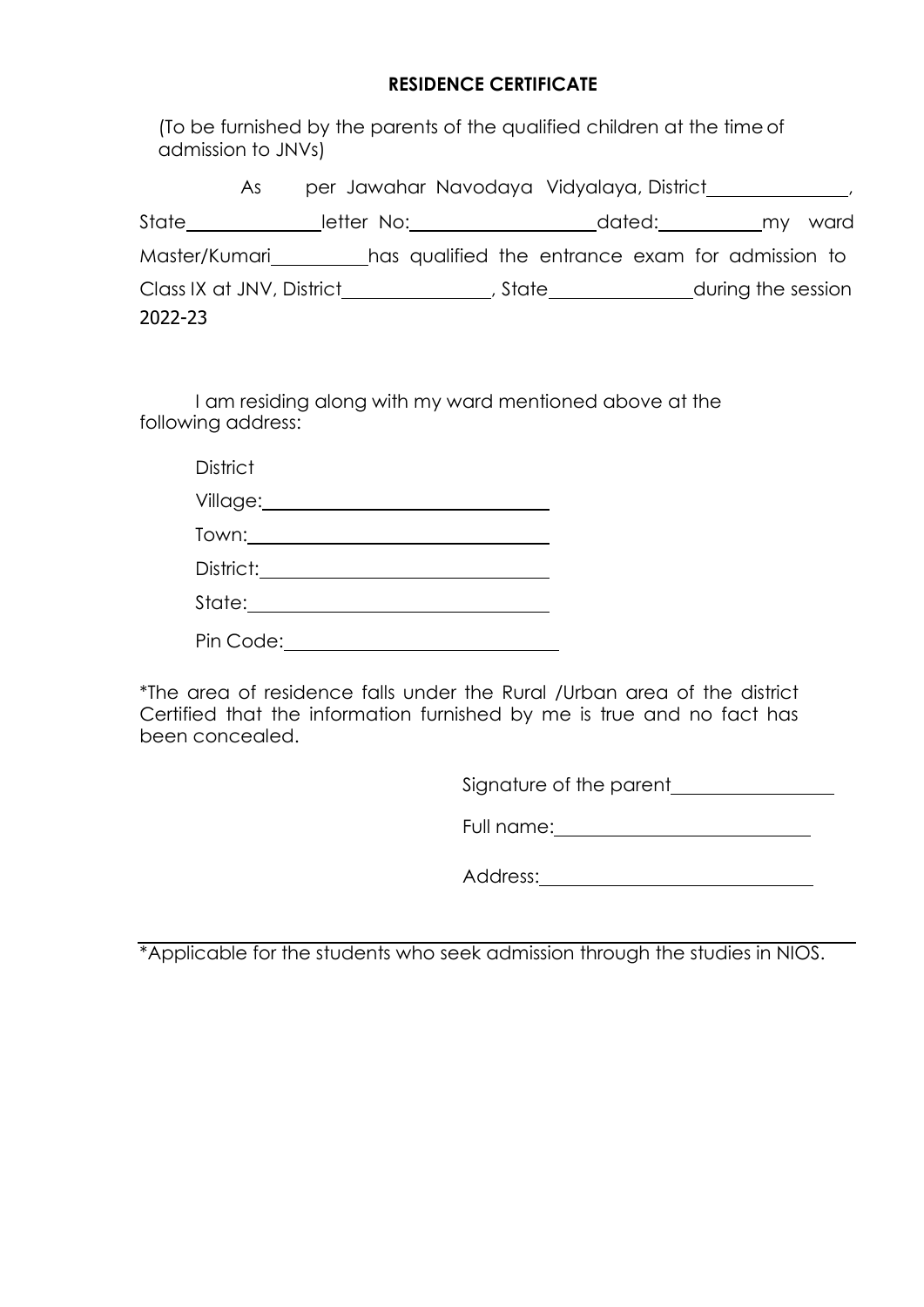## RESIDENCE CERTIFICATE

(To be furnished by the parents of the qualified children at the time of admission to JNVs)

As per Jawahar Navodaya Vidyalaya, District______________, State______________ letter No:____________________ dated:___________ my ward Master/Kumari__________ has qualified the entrance exam for admission to Class IX at JNV, District________________, State________________ during the session 2022-23

I am residing along with my ward mentioned above at the following address:

District

Village:______________________________

Town:________________________________

District:______________________________

State:________________________________

Pin Code:____________________________

*The area of residence falls under the Rural /Urban area of the district Certified that the information furnished by me is true and no fact has been concealed.

Signature of the parent_________________

Full name:__________________________

Address:____________________________

*Applicable for the students who seek admission through the studies in NIOS.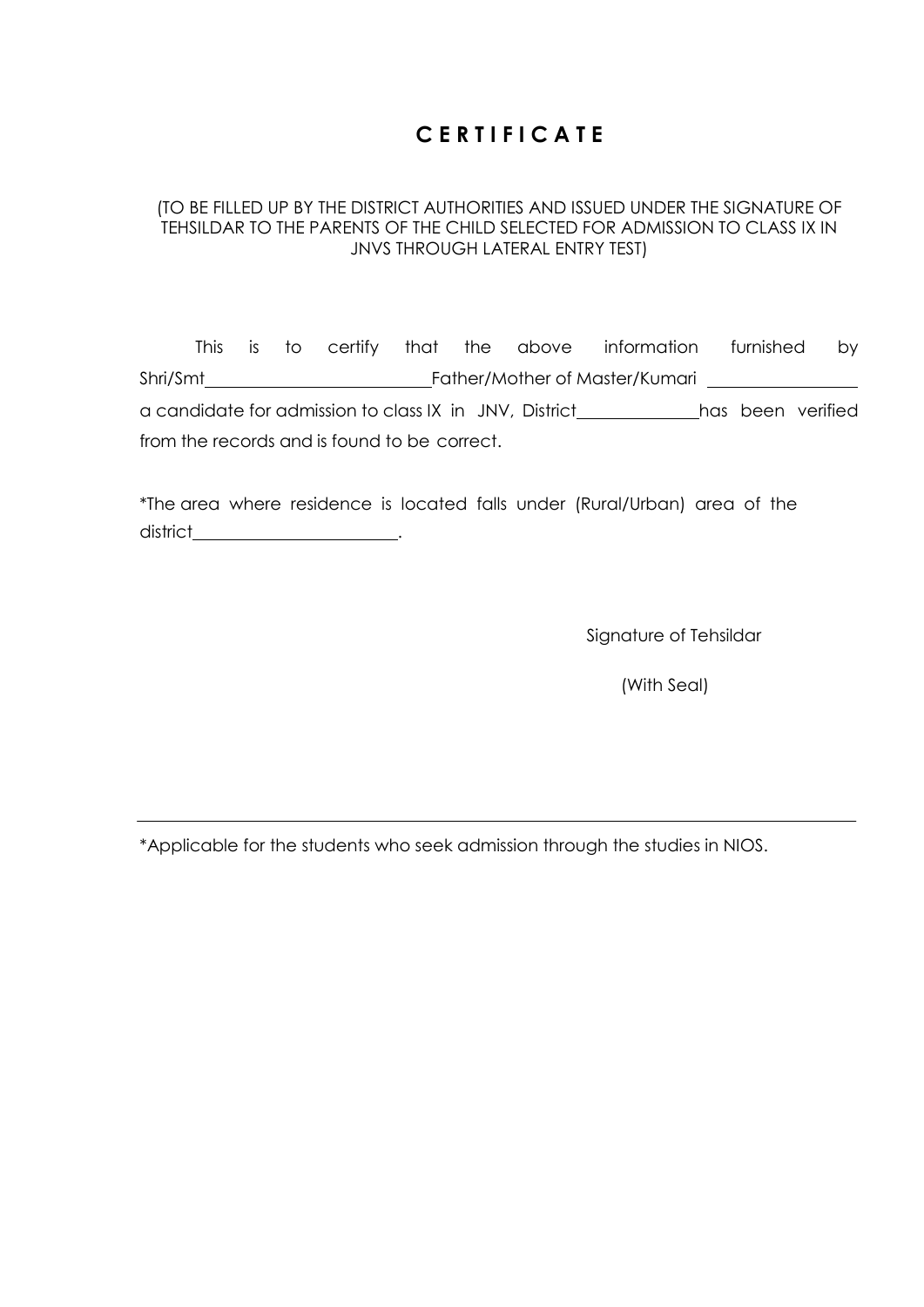# C E R T I F I C A T E

(TO BE FILLED UP BY THE DISTRICT AUTHORITIES AND ISSUED UNDER THE SIGNATURE OF TEHSILDAR TO THE PARENTS OF THE CHILD SELECTED FOR ADMISSION TO CLASS IX IN JNVS THROUGH LATERAL ENTRY TEST)

This is to certify that the above information furnished by Shri/Smt________________________Father/Mother of Master/Kumari ________________ a candidate for admission to class IX in JNV, District_____________has been verified from the records and is found to be correct.

*The area where residence is located falls under (Rural/Urban) area of the district______________________.

Signature of Tehsildar

(With Seal)

---

*Applicable for the students who seek admission through the studies in NIOS.